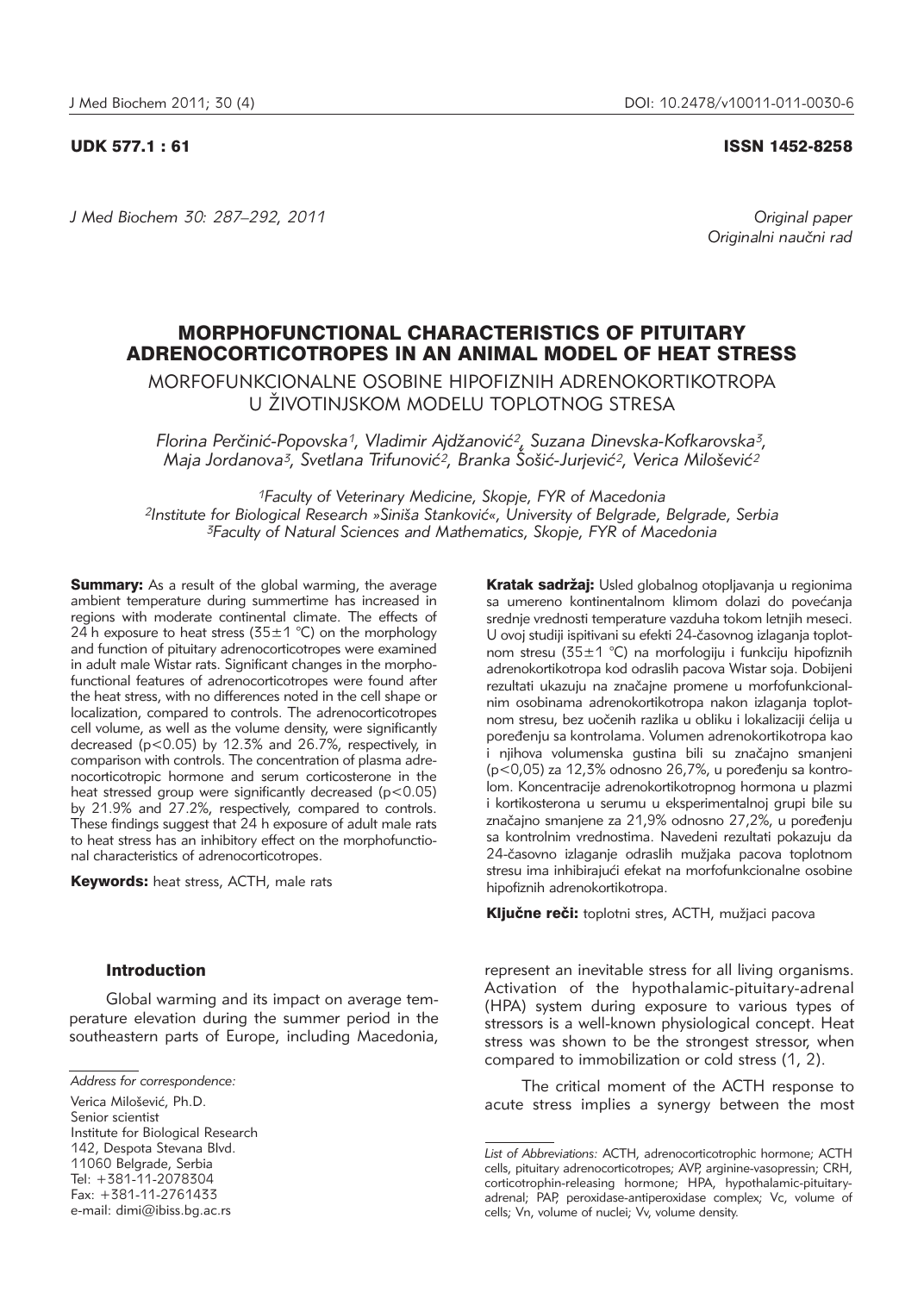UDK 577.1 : 61

ISSN 1452-8258

Original paper
Originalni naučni rad

# MORPHOFUNCTIONAL CHARACTERISTICS OF PITUITARY ADRENOCORTICOTROPES IN AN ANIMAL MODEL OF HEAT STRESS

MORFOFUNKCIONALNE OSOBINE HIPOFIZNIH ADRENOKORTIKOTROPA U ŽIVOTINJSKOM MODELU TOPLOTNOG STRESA

*Florina Perčinić-Popovska[1], Vladimir Ajdžanović[2], Suzana Dinevska-Kofkarovska[3], Maja Jordanova[3], Svetlana Trifunović[2], Branka Šošić-Jurjević[2], Verica Milošević[2]*

[1]Faculty of Veterinary Medicine, Skopje, FYR of Macedonia
[2]Institute for Biological Research »Siniša Stanković«, University of Belgrade, Belgrade, Serbia
[3]Faculty of Natural Sciences and Mathematics, Skopje, FYR of Macedonia

**Summary:** As a result of the global warming, the average ambient temperature during summertime has increased in regions with moderate continental climate. The effects of 24 h exposure to heat stress (35±1 °C) on the morphology and function of pituitary adrenocorticotropes were examined in adult male Wistar rats. Significant changes in the morphofunctional features of adrenocorticotropes were found after the heat stress, with no differences noted in the cell shape or localization, compared to controls. The adrenocorticotropes cell volume, as well as the volume density, were significantly decreased ($p<0.05$) by 12.3% and 26.7%, respectively, in comparison with controls. The concentration of plasma adrenocorticotropic hormone and serum corticosterone in the heat stressed group were significantly decreased ($p<0.05$) by 21.9% and 27.2%, respectively, compared to controls. These findings suggest that 24 h exposure of adult male rats to heat stress has an inhibitory effect on the morphofunctional characteristics of adrenocorticotropes.

**Keywords:** heat stress, ACTH, male rats

**Kratak sadržaj:** Usled globalnog otopljavanja u regionima sa umereno kontinentalnom klimom dolazi do povećanja srednje vrednosti temperature vazduha tokom letnjih meseci. U ovoj studiji ispitivani su efekti 24-časovnog izlaganja toplotnom stresu (35±1 °C) na morfologiju i funkciju hipofiznih adrenokortikotropa kod odraslih pacova Wistar soja. Dobijeni rezultati ukazuju na značajne promene u morfofunkcionalnim osobinama adrenokortikotropa nakon izlaganja toplotnom stresu, bez uočenih razlika u obliku i lokalizaciji ćelija u poređenju sa kontrolama. Volumen adrenokortikotropa kao i njihova volumenska gustina bili su značajno smanjeni ($p<0,05$) za 12,3% odnosno 26,7%, u poređenju sa kontrolom. Koncentracije adrenokortikotropnog hormona u plazmi i kortikosterona u serumu u eksperimentalnoj grupi bile su značajno smanjene za 21,9% odnosno 27,2%, u poređenju sa kontrolnim vrednostima. Navedeni rezultati pokazuju da 24-časovno izlaganje odraslih mužjaka pacova toplotnom stresu ima inhibirajući efekat na morfofunkcionalne osobine hipofiznih adrenokortikotropa.

**Ključne reči:** toplotni stres, ACTH, mužjaci pacova

## Introduction

Global warming and its impact on average temperature elevation during the summer period in the southeastern parts of Europe, including Macedonia, represent an inevitable stress for all living organisms. Activation of the hypothalamic-pituitary-adrenal (HPA) system during exposure to various types of stressors is a well-known physiological concept. Heat stress was shown to be the strongest stressor, when compared to immobilization or cold stress (1, 2).

The critical moment of the ACTH response to acute stress implies a synergy between the most

*Address for correspondence:*

Verica Milošević, Ph.D.
Senior scientist
Institute for Biological Research
142, Despota Stevana Blvd.
11060 Belgrade, Serbia
Tel: +381-11-2078304
Fax: +381-11-2761433
e-mail: dimi@ibiss.bg.ac.rs

*List of Abbreviations:* ACTH, adrenocorticotrophic hormone; ACTH cells, pituitary adrenocorticotropes; AVP, arginine-vasopressin; CRH, corticotrophin-releasing hormone; HPA, hypothalamic-pituitary-adrenal; PAP, peroxidase-antiperoxidase complex; Vc, volume of cells; Vn, volume of nuclei; Vv, volume density.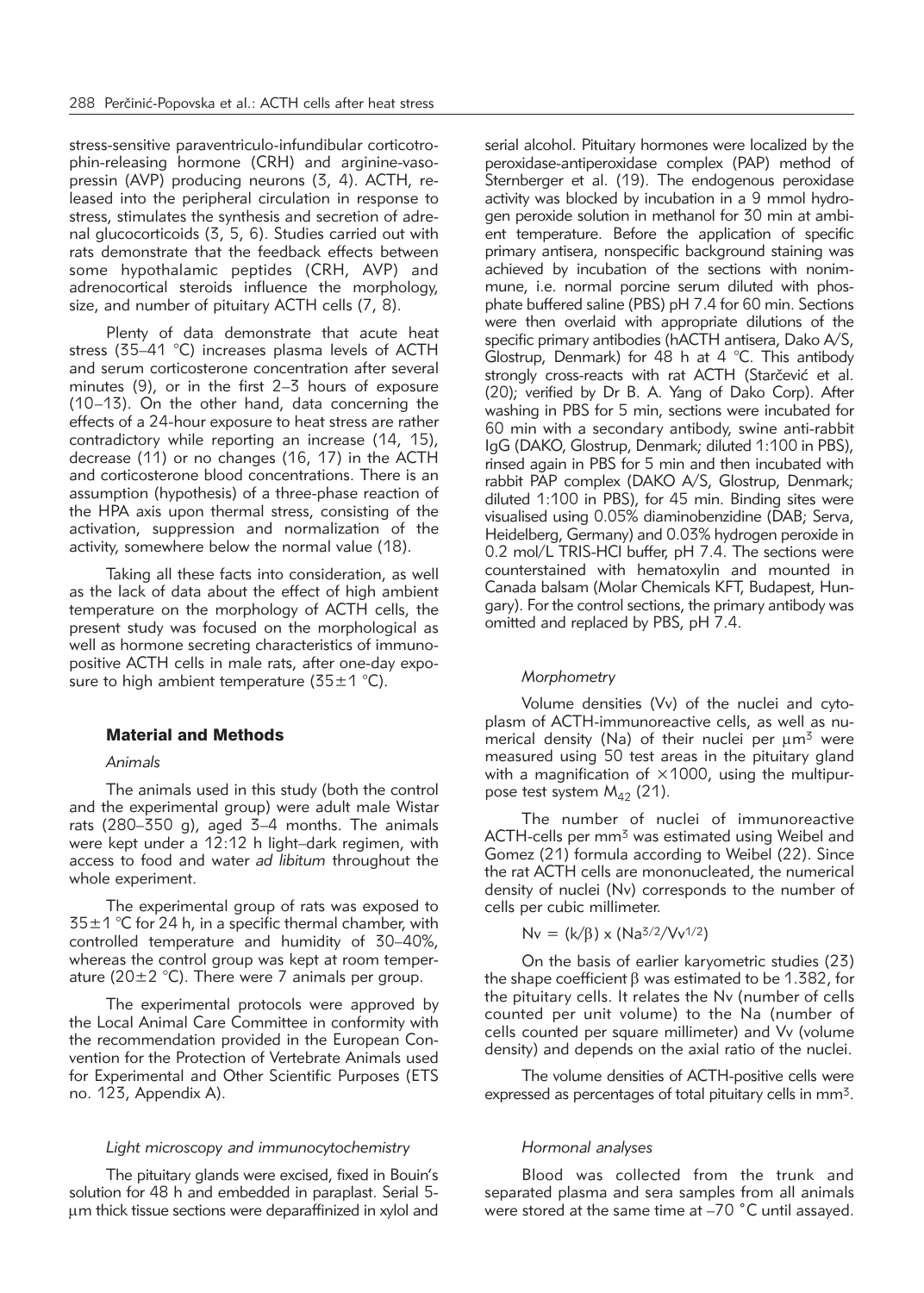stress-sensitive paraventriculo-infundibular corticotrophin-releasing hormone (CRH) and arginine-vasopressin (AVP) producing neurons (3, 4). ACTH, released into the peripheral circulation in response to stress, stimulates the synthesis and secretion of adrenal glucocorticoids (3, 5, 6). Studies carried out with rats demonstrate that the feedback effects between some hypothalamic peptides (CRH, AVP) and adrenocortical steroids influence the morphology, size, and number of pituitary ACTH cells (7, 8).

Plenty of data demonstrate that acute heat stress (35–41 °C) increases plasma levels of ACTH and serum corticosterone concentration after several minutes (9), or in the first 2–3 hours of exposure (10–13). On the other hand, data concerning the effects of a 24-hour exposure to heat stress are rather contradictory while reporting an increase (14, 15), decrease (11) or no changes (16, 17) in the ACTH and corticosterone blood concentrations. There is an assumption (hypothesis) of a three-phase reaction of the HPA axis upon thermal stress, consisting of the activation, suppression and normalization of the activity, somewhere below the normal value (18).

Taking all these facts into consideration, as well as the lack of data about the effect of high ambient temperature on the morphology of ACTH cells, the present study was focused on the morphological as well as hormone secreting characteristics of immunopositive ACTH cells in male rats, after one-day exposure to high ambient temperature (35±1 °C).

## Material and Methods

### *Animals*

The animals used in this study (both the control and the experimental group) were adult male Wistar rats (280–350 g), aged 3–4 months. The animals were kept under a 12:12 h light–dark regimen, with access to food and water *ad libitum* throughout the whole experiment.

The experimental group of rats was exposed to 35±1 °C for 24 h, in a specific thermal chamber, with controlled temperature and humidity of 30–40%, whereas the control group was kept at room temperature (20±2 °C). There were 7 animals per group.

The experimental protocols were approved by the Local Animal Care Committee in conformity with the recommendation provided in the European Convention for the Protection of Vertebrate Animals used for Experimental and Other Scientific Purposes (ETS no. 123, Appendix A).

### *Light microscopy and immunocytochemistry*

The pituitary glands were excised, fixed in Bouin's solution for 48 h and embedded in paraplast. Serial 5-μm thick tissue sections were deparaffinized in xylol and serial alcohol. Pituitary hormones were localized by the peroxidase-antiperoxidase complex (PAP) method of Sternberger et al. (19). The endogenous peroxidase activity was blocked by incubation in a 9 mmol hydrogen peroxide solution in methanol for 30 min at ambient temperature. Before the application of specific primary antisera, nonspecific background staining was achieved by incubation of the sections with nonimmune, i.e. normal porcine serum diluted with phosphate buffered saline (PBS) pH 7.4 for 60 min. Sections were then overlaid with appropriate dilutions of the specific primary antibodies (hACTH antisera, Dako A/S, Glostrup, Denmark) for 48 h at 4 °C. This antibody strongly cross-reacts with rat ACTH (Starčević et al. (20); verified by Dr B. A. Yang of Dako Corp). After washing in PBS for 5 min, sections were incubated for 60 min with a secondary antibody, swine anti-rabbit IgG (DAKO, Glostrup, Denmark; diluted 1:100 in PBS), rinsed again in PBS for 5 min and then incubated with rabbit PAP complex (DAKO A/S, Glostrup, Denmark; diluted 1:100 in PBS), for 45 min. Binding sites were visualised using 0.05% diaminobenzidine (DAB; Serva, Heidelberg, Germany) and 0.03% hydrogen peroxide in 0.2 mol/L TRIS-HCl buffer, pH 7.4. The sections were counterstained with hematoxylin and mounted in Canada balsam (Molar Chemicals KFT, Budapest, Hungary). For the control sections, the primary antibody was omitted and replaced by PBS, pH 7.4.

### *Morphometry*

Volume densities (Vv) of the nuclei and cytoplasm of ACTH-immunoreactive cells, as well as numerical density (Na) of their nuclei per $\mu m^3$ were measured using 50 test areas in the pituitary gland with a magnification of ×1000, using the multipurpose test system $M_{42}$ (21).

The number of nuclei of immunoreactive ACTH-cells per $mm^3$ was estimated using Weibel and Gomez (21) formula according to Weibel (22). Since the rat ACTH cells are mononucleated, the numerical density of nuclei (Nv) corresponds to the number of cells per cubic millimeter.

$$Nv = (k/\beta) \times (Na^{3/2}/Vv^{1/2})$$

On the basis of earlier karyometric studies (23) the shape coefficient β was estimated to be 1.382, for the pituitary cells. It relates the Nv (number of cells counted per unit volume) to the Na (number of cells counted per square millimeter) and Vv (volume density) and depends on the axial ratio of the nuclei.

The volume densities of ACTH-positive cells were expressed as percentages of total pituitary cells in $mm^3$.

### *Hormonal analyses*

Blood was collected from the trunk and separated plasma and sera samples from all animals were stored at the same time at –70 °C until assayed.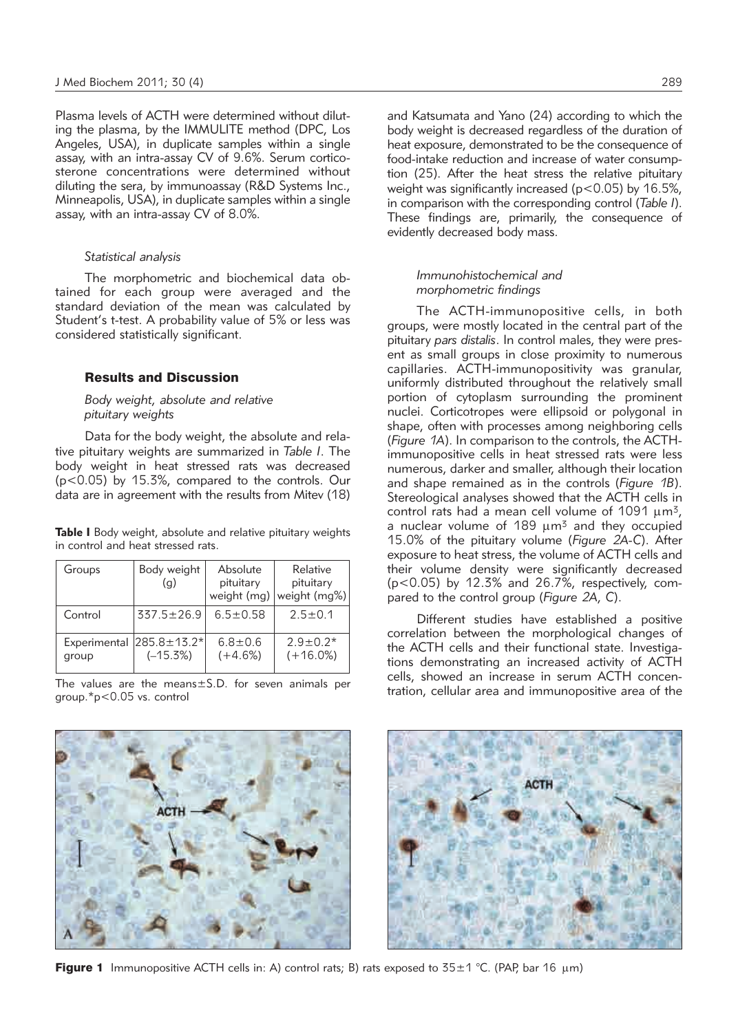Plasma levels of ACTH were determined without diluting the plasma, by the IMMULITE method (DPC, Los Angeles, USA), in duplicate samples within a single assay, with an intra-assay CV of 9.6%. Serum corticosterone concentrations were determined without diluting the sera, by immunoassay (R&D Systems Inc., Minneapolis, USA), in duplicate samples within a single assay, with an intra-assay CV of 8.0%.

### *Statistical analysis*

The morphometric and biochemical data obtained for each group were averaged and the standard deviation of the mean was calculated by Student's t-test. A probability value of 5% or less was considered statistically significant.

## Results and Discussion

### *Body weight, absolute and relative pituitary weights*

Data for the body weight, the absolute and relative pituitary weights are summarized in *Table I*. The body weight in heat stressed rats was decreased ($p<0.05$) by 15.3%, compared to the controls. Our data are in agreement with the results from Mitev (18) and Katsumata and Yano (24) according to which the body weight is decreased regardless of the duration of heat exposure, demonstrated to be the consequence of food-intake reduction and increase of water consumption (25). After the heat stress the relative pituitary weight was significantly increased ($p<0.05$) by 16.5%, in comparison with the corresponding control (*Table I*). These findings are, primarily, the consequence of evidently decreased body mass.

**Table I** Body weight, absolute and relative pituitary weights in control and heat stressed rats.

| Groups | Body weight (g) | Absolute pituitary weight (mg) | Relative pituitary weight (mg%) |
|---|---|---|---|
| Control | 337.5±26.9 | 6.5±0.58 | 2.5±0.1 |
| Experimental group | 285.8±13.2* (–15.3%) | 6.8±0.6 (+4.6%) | 2.9±0.2* (+16.0%) |

The values are the means±S.D. for seven animals per group.*$p<0.05$ vs. control

### *Immunohistochemical and morphometric findings*

The ACTH-immunopositive cells, in both groups, were mostly located in the central part of the pituitary *pars distalis*. In control males, they were present as small groups in close proximity to numerous capillaries. ACTH-immunopositivity was granular, uniformly distributed throughout the relatively small portion of cytoplasm surrounding the prominent nuclei. Corticotropes were ellipsoid or polygonal in shape, often with processes among neighboring cells (*Figure 1A*). In comparison to the controls, the ACTH-immunopositive cells in heat stressed rats were less numerous, darker and smaller, although their location and shape remained as in the controls (*Figure 1B*). Stereological analyses showed that the ACTH cells in control rats had a mean cell volume of 1091 $\mu m^3$, a nuclear volume of 189 $\mu m^3$ and they occupied 15.0% of the pituitary volume (*Figure 2A-C*). After exposure to heat stress, the volume of ACTH cells and their volume density were significantly decreased ($p<0.05$) by 12.3% and 26.7%, respectively, compared to the control group (*Figure 2A, C*).

Different studies have established a positive correlation between the morphological changes of the ACTH cells and their functional state. Investigations demonstrating an increased activity of ACTH cells, showed an increase in serum ACTH concentration, cellular area and immunopositive area of the

**Figure 1** Immunopositive ACTH cells in: A) control rats; B) rats exposed to 35±1 °C. (PAP, bar 16 $\mu$m)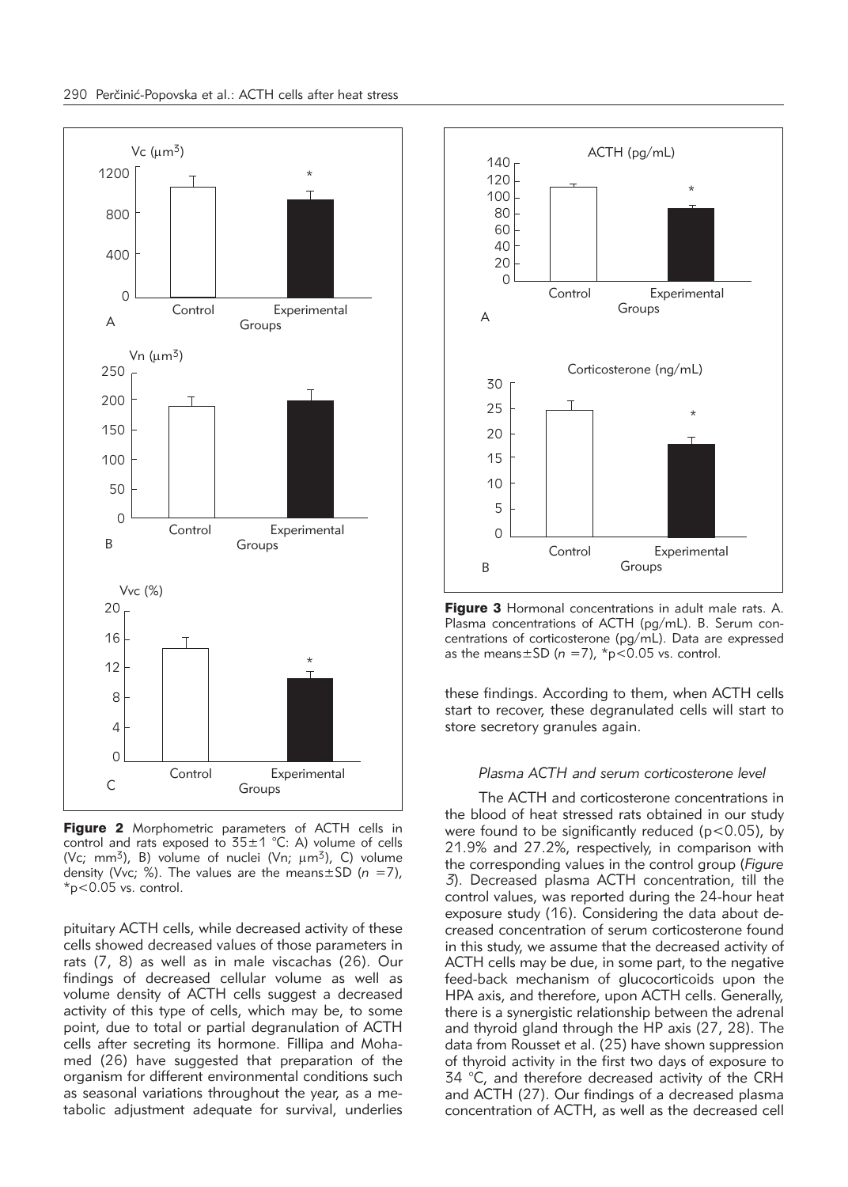**Figure 2** Morphometric parameters of ACTH cells in control and rats exposed to 35±1 °C: A) volume of cells (Vc; mm$^3$), B) volume of nuclei (Vn; μm$^3$), C) volume density (Vvc; %). The values are the means±SD ($n$ =7), *p<0.05 vs. control.

pituitary ACTH cells, while decreased activity of these cells showed decreased values of those parameters in rats (7, 8) as well as in male viscachas (26). Our findings of decreased cellular volume as well as volume density of ACTH cells suggest a decreased activity of this type of cells, which may be, to some point, due to total or partial degranulation of ACTH cells after secreting its hormone. Fillipa and Mohamed (26) have suggested that preparation of the organism for different environmental conditions such as seasonal variations throughout the year, as a metabolic adjustment adequate for survival, underlies these findings. According to them, when ACTH cells start to recover, these degranulated cells will start to store secretory granules again.

**Figure 3** Hormonal concentrations in adult male rats. A. Plasma concentrations of ACTH (pg/mL). B. Serum concentrations of corticosterone (pg/mL). Data are expressed as the means±SD ($n$ =7), *p<0.05 vs. control.

### *Plasma ACTH and serum corticosterone level*

The ACTH and corticosterone concentrations in the blood of heat stressed rats obtained in our study were found to be significantly reduced ($p<0.05$), by 21.9% and 27.2%, respectively, in comparison with the corresponding values in the control group (*Figure 3*). Decreased plasma ACTH concentration, till the control values, was reported during the 24-hour heat exposure study (16). Considering the data about decreased concentration of serum corticosterone found in this study, we assume that the decreased activity of ACTH cells may be due, in some part, to the negative feed-back mechanism of glucocorticoids upon the HPA axis, and therefore, upon ACTH cells. Generally, there is a synergistic relationship between the adrenal and thyroid gland through the HP axis (27, 28). The data from Rousset et al. (25) have shown suppression of thyroid activity in the first two days of exposure to 34 °C, and therefore decreased activity of the CRH and ACTH (27). Our findings of a decreased plasma concentration of ACTH, as well as the decreased cell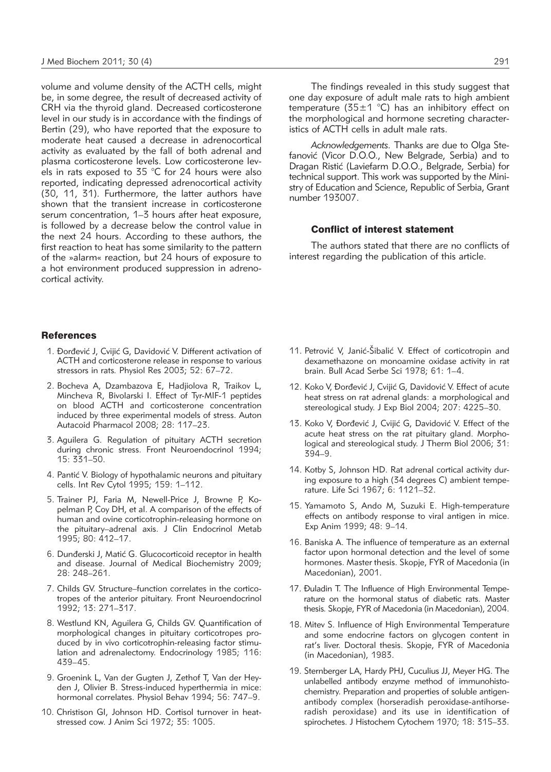volume and volume density of the ACTH cells, might be, in some degree, the result of decreased activity of CRH via the thyroid gland. Decreased corticosterone level in our study is in accordance with the findings of Bertin (29), who have reported that the exposure to moderate heat caused a decrease in adrenocortical activity as evaluated by the fall of both adrenal and plasma corticosterone levels. Low corticosterone levels in rats exposed to 35 °C for 24 hours were also reported, indicating depressed adrenocortical activity (30, 11, 31). Furthermore, the latter authors have shown that the transient increase in corticosterone serum concentration, 1–3 hours after heat exposure, is followed by a decrease below the control value in the next 24 hours. According to these authors, the first reaction to heat has some similarity to the pattern of the »alarm« reaction, but 24 hours of exposure to a hot environment produced suppression in adrenocortical activity.

The findings revealed in this study suggest that one day exposure of adult male rats to high ambient temperature (35±1 °C) has an inhibitory effect on the morphological and hormone secreting characteristics of ACTH cells in adult male rats.

*Acknowledgements.* Thanks are due to Olga Stefanović (Vicor D.O.O., New Belgrade, Serbia) and to Dragan Ristić (Laviefarm D.O.O., Belgrade, Serbia) for technical support. This work was supported by the Ministry of Education and Science, Republic of Serbia, Grant number 193007.

## Conflict of interest statement

The authors stated that there are no conflicts of interest regarding the publication of this article.

## References

1. Đorđević J, Cvijić G, Davidović V. Different activation of ACTH and corticosterone release in response to various stressors in rats. Physiol Res 2003; 52: 67–72.
2. Bocheva A, Dzambazova E, Hadjiolova R, Traikov L, Mincheva R, Bivolarski I. Effect of Tyr-MIF-1 peptides on blood ACTH and corticosterone concentration induced by three experimental models of stress. Auton Autacoid Pharmacol 2008; 28: 117–23.
3. Aguilera G. Regulation of pituitary ACTH secretion during chronic stress. Front Neuroendocrinol 1994; 15: 331–50.
4. Pantić V. Biology of hypothalamic neurons and pituitary cells. Int Rev Cytol 1995; 159: 1–112.
5. Trainer PJ, Faria M, Newell-Price J, Browne P, Kopelman P, Coy DH, et al. A comparison of the effects of human and ovine corticotrophin-releasing hormone on the pituitary–adrenal axis. J Clin Endocrinol Metab 1995; 80: 412–17.
6. Dunđerski J, Matić G. Glucocorticoid receptor in health and disease. Journal of Medical Biochemistry 2009; 28: 248–261.
7. Childs GV. Structure–function correlates in the corticotropes of the anterior pituitary. Front Neuroendocrinol 1992; 13: 271–317.
8. Westlund KN, Aguilera G, Childs GV. Quantification of morphological changes in pituitary corticotropes produced by in vivo corticotrophin-releasing factor stimulation and adrenalectomy. Endocrinology 1985; 116: 439–45.
9. Groenink L, Van der Gugten J, Zethof T, Van der Heyden J, Olivier B. Stress-induced hyperthermia in mice: hormonal correlates. Physiol Behav 1994; 56: 747–9.
10. Christison GI, Johnson HD. Cortisol turnover in heat-stressed cow. J Anim Sci 1972; 35: 1005.
11. Petrović V, Janić-Šibalić V. Effect of corticotropin and dexamethazone on monoamine oxidase activity in rat brain. Bull Acad Serbe Sci 1978; 61: 1–4.
12. Koko V, Đorđević J, Cvijić G, Davidović V. Effect of acute heat stress on rat adrenal glands: a morphological and stereological study. J Exp Biol 2004; 207: 4225–30.
13. Koko V, Đorđević J, Cvijić G, Davidović V. Effect of the acute heat stress on the rat pituitary gland. Morphological and stereological study. J Therm Biol 2006; 31: 394–9.
14. Kotby S, Johnson HD. Rat adrenal cortical activity during exposure to a high (34 degrees C) ambient temperature. Life Sci 1967; 6: 1121–32.
15. Yamamoto S, Ando M, Suzuki E. High-temperature effects on antibody response to viral antigen in mice. Exp Anim 1999; 48: 9–14.
16. Baniska A. The influence of temperature as an external factor upon hormonal detection and the level of some hormones. Master thesis. Skopje, FYR of Macedonia (in Macedonian), 2001.
17. Đuladin T. The Influence of High Environmental Temperature on the hormonal status of diabetic rats. Master thesis. Skopje, FYR of Macedonia (in Macedonian), 2004.
18. Mitev S. Influence of High Environmental Temperature and some endocrine factors on glycogen content in rat's liver. Doctoral thesis. Skopje, FYR of Macedonia (in Macedonian), 1983.
19. Sternberger LA, Hardy PHJ, Cuculius JJ, Meyer HG. The unlabelled antibody enzyme method of immunohistochemistry. Preparation and properties of soluble antigen-antibody complex (horseradish peroxidase-antihorseradish peroxidase) and its use in identification of spirochetes. J Histochem Cytochem 1970; 18: 315–33.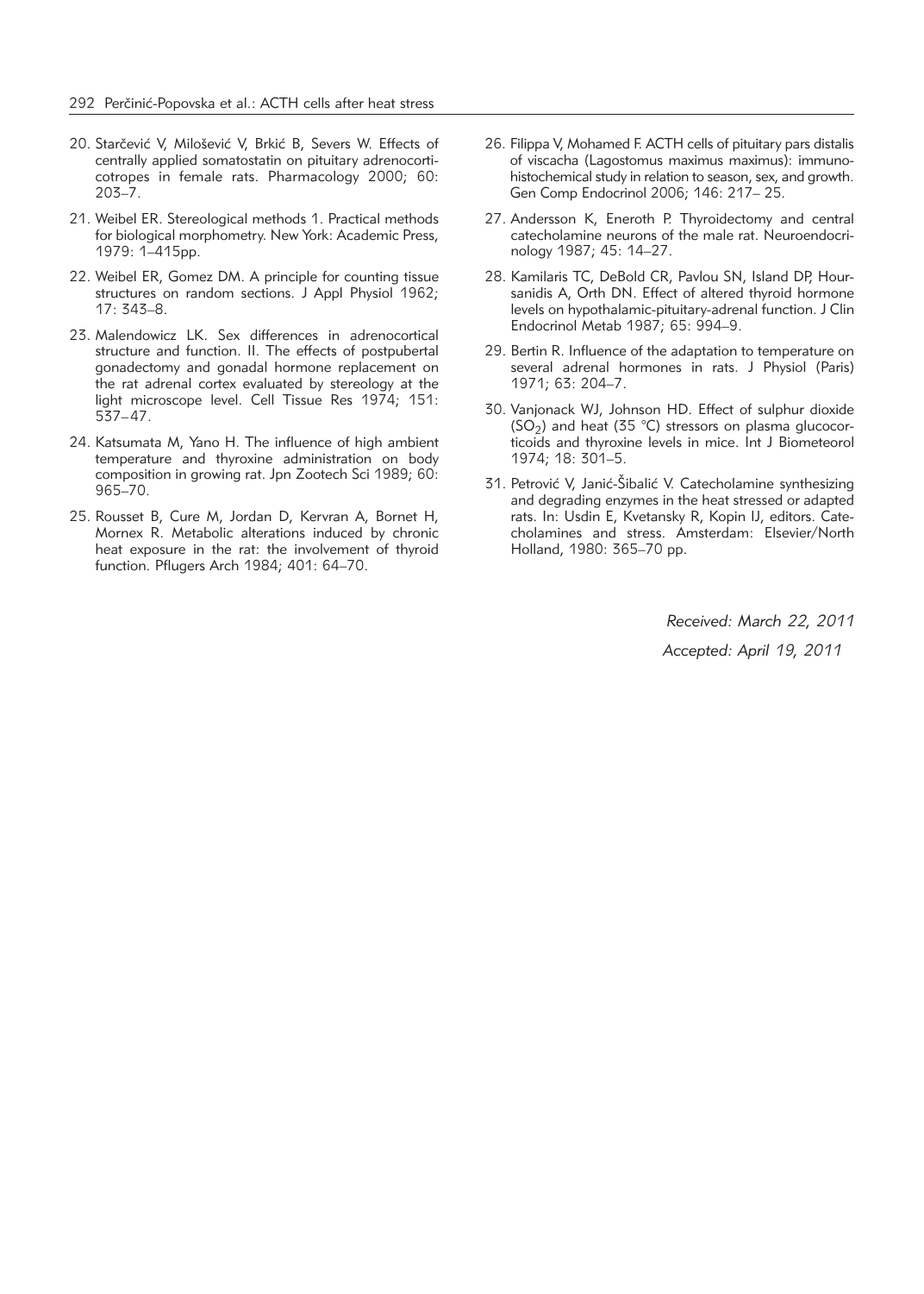20. Starčević V, Milošević V, Brkić B, Severs W. Effects of centrally applied somatostatin on pituitary adrenocorticotropes in female rats. Pharmacology 2000; 60: 203–7.

21. Weibel ER. Stereological methods 1. Practical methods for biological morphometry. New York: Academic Press, 1979: 1–415pp.

22. Weibel ER, Gomez DM. A principle for counting tissue structures on random sections. J Appl Physiol 1962; 17: 343–8.

23. Malendowicz LK. Sex differences in adrenocortical structure and function. II. The effects of postpubertal gonadectomy and gonadal hormone replacement on the rat adrenal cortex evaluated by stereology at the light microscope level. Cell Tissue Res 1974; 151: 537–47.

24. Katsumata M, Yano H. The influence of high ambient temperature and thyroxine administration on body composition in growing rat. Jpn Zootech Sci 1989; 60: 965–70.

25. Rousset B, Cure M, Jordan D, Kervran A, Bornet H, Mornex R. Metabolic alterations induced by chronic heat exposure in the rat: the involvement of thyroid function. Pflugers Arch 1984; 401: 64–70.

26. Filippa V, Mohamed F. ACTH cells of pituitary pars distalis of viscacha (Lagostomus maximus maximus): immunohistochemical study in relation to season, sex, and growth. Gen Comp Endocrinol 2006; 146: 217– 25.

27. Andersson K, Eneroth P. Thyroidectomy and central catecholamine neurons of the male rat. Neuroendocrinology 1987; 45: 14–27.

28. Kamilaris TC, DeBold CR, Pavlou SN, Island DP, Hoursanidis A, Orth DN. Effect of altered thyroid hormone levels on hypothalamic-pituitary-adrenal function. J Clin Endocrinol Metab 1987; 65: 994–9.

29. Bertin R. Influence of the adaptation to temperature on several adrenal hormones in rats. J Physiol (Paris) 1971; 63: 204–7.

30. Vanjonack WJ, Johnson HD. Effect of sulphur dioxide ($SO_2$) and heat (35 °C) stressors on plasma glucocorticoids and thyroxine levels in mice. Int J Biometeorol 1974; 18: 301–5.

31. Petrović V, Janić-Šibalić V. Catecholamine synthesizing and degrading enzymes in the heat stressed or adapted rats. In: Usdin E, Kvetansky R, Kopin IJ, editors. Catecholamines and stress. Amsterdam: Elsevier/North Holland, 1980: 365–70 pp.

*Received: March 22, 2011*

*Accepted: April 19, 2011*